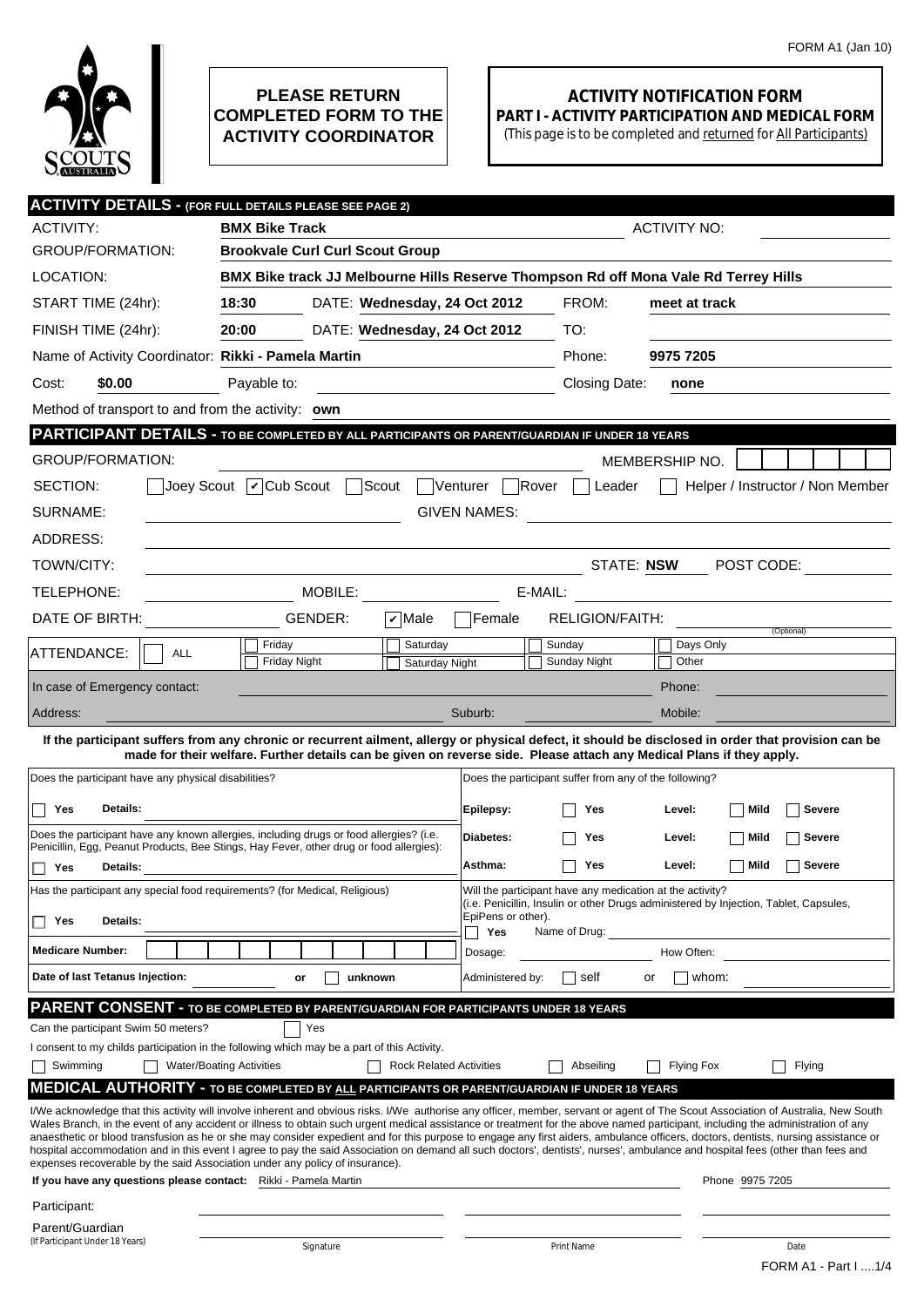FORM A1 (Jan 10)

**PLEASE RETURN COMPLETED FORM TO THE ACTIVITY COORDINATOR**

# ACTIVITY NOTIFICATION FORM

**PART I - ACTIVITY PARTICIPATION AND MEDICAL FORM**

(This page is to be completed and returned for All Participants)

## ACTIVITY DETAILS - (FOR FULL DETAILS PLEASE SEE PAGE 2)

ACTIVITY: **BMX Bike Track** ACTIVITY NO:

GROUP/FORMATION: **Brookvale Curl Curl Scout Group**

LOCATION: **BMX Bike track JJ Melbourne Hills Reserve Thompson Rd off Mona Vale Rd Terrey Hills**

START TIME (24hr): **18:30** DATE: **Wednesday, 24 Oct 2012** FROM: **meet at track**

FINISH TIME (24hr): **20:00** DATE: **Wednesday, 24 Oct 2012** TO:

Name of Activity Coordinator: **Rikki - Pamela Martin** Phone: **9975 7205**

Cost: **$0.00** Payable to: Closing Date: **none**

Method of transport to and from the activity: **own**

## PARTICIPANT DETAILS - TO BE COMPLETED BY ALL PARTICIPANTS OR PARENT/GUARDIAN IF UNDER 18 YEARS

GROUP/FORMATION: MEMBERSHIP NO.

SECTION: ☐ Joey Scout ☑ Cub Scout ☐ Scout ☐ Venturer ☐ Rover ☐ Leader ☐ Helper / Instructor / Non Member

SURNAME: GIVEN NAMES:

ADDRESS:

TOWN/CITY: STATE: **NSW** POST CODE:

TELEPHONE: MOBILE: E-MAIL:

DATE OF BIRTH: GENDER: ☑ Male ☐ Female RELIGION/FAITH: (Optional)

ATTENDANCE: ☐ ALL ☐ Friday ☐ Friday Night ☐ Saturday ☐ Saturday Night ☐ Sunday ☐ Sunday Night ☐ Days Only ☐ Other

In case of Emergency contact: Phone:

Address: Suburb: Mobile:

**If the participant suffers from any chronic or recurrent ailment, allergy or physical defect, it should be disclosed in order that provision can be made for their welfare. Further details can be given on reverse side. Please attach any Medical Plans if they apply.**

Does the participant have any physical disabilities?

☐ **Yes** **Details:**

Does the participant have any known allergies, including drugs or food allergies? (i.e. Penicillin, Egg, Peanut Products, Bee Stings, Hay Fever, other drug or food allergies):

☐ **Yes** **Details:**

Has the participant any special food requirements? (for Medical, Religious)

☐ **Yes** **Details:**

**Medicare Number:**

**Date of last Tetanus Injection:** **or** ☐ **unknown**

Does the participant suffer from any of the following?

**Epilepsy:** ☐ **Yes** **Level:** ☐ **Mild** ☐ **Severe**

**Diabetes:** ☐ **Yes** **Level:** ☐ **Mild** ☐ **Severe**

**Asthma:** ☐ **Yes** **Level:** ☐ **Mild** ☐ **Severe**

Will the participant have any medication at the activity? (i.e. Penicillin, Insulin or other Drugs administered by Injection, Tablet, Capsules, EpiPens or other).

☐ **Yes** Name of Drug:

Dosage: How Often:

Administered by: ☐ self or ☐ whom:

## PARENT CONSENT - TO BE COMPLETED BY PARENT/GUARDIAN FOR PARTICIPANTS UNDER 18 YEARS

Can the participant Swim 50 meters? ☐ Yes

I consent to my childs participation in the following which may be a part of this Activity.

☐ Swimming ☐ Water/Boating Activities ☐ Rock Related Activities ☐ Abseiling ☐ Flying Fox ☐ Flying

## MEDICAL AUTHORITY - TO BE COMPLETED BY ALL PARTICIPANTS OR PARENT/GUARDIAN IF UNDER 18 YEARS

I/We acknowledge that this activity will involve inherent and obvious risks. I/We authorise any officer, member, servant or agent of The Scout Association of Australia, New South Wales Branch, in the event of any accident or illness to obtain such urgent medical assistance or treatment for the above named participant, including the administration of any anaesthetic or blood transfusion as he or she may consider expedient and for this purpose to engage any first aiders, ambulance officers, doctors, dentists, nursing assistance or hospital accommodation and in this event I agree to pay the said Association on demand all such doctors', dentists', nurses', ambulance and hospital fees (other than fees and expenses recoverable by the said Association under any policy of insurance).

**If you have any questions please contact:** Rikki - Pamela Martin Phone 9975 7205

Participant:

Parent/Guardian (If Participant Under 18 Years)

Signature Print Name Date

FORM A1 - Part I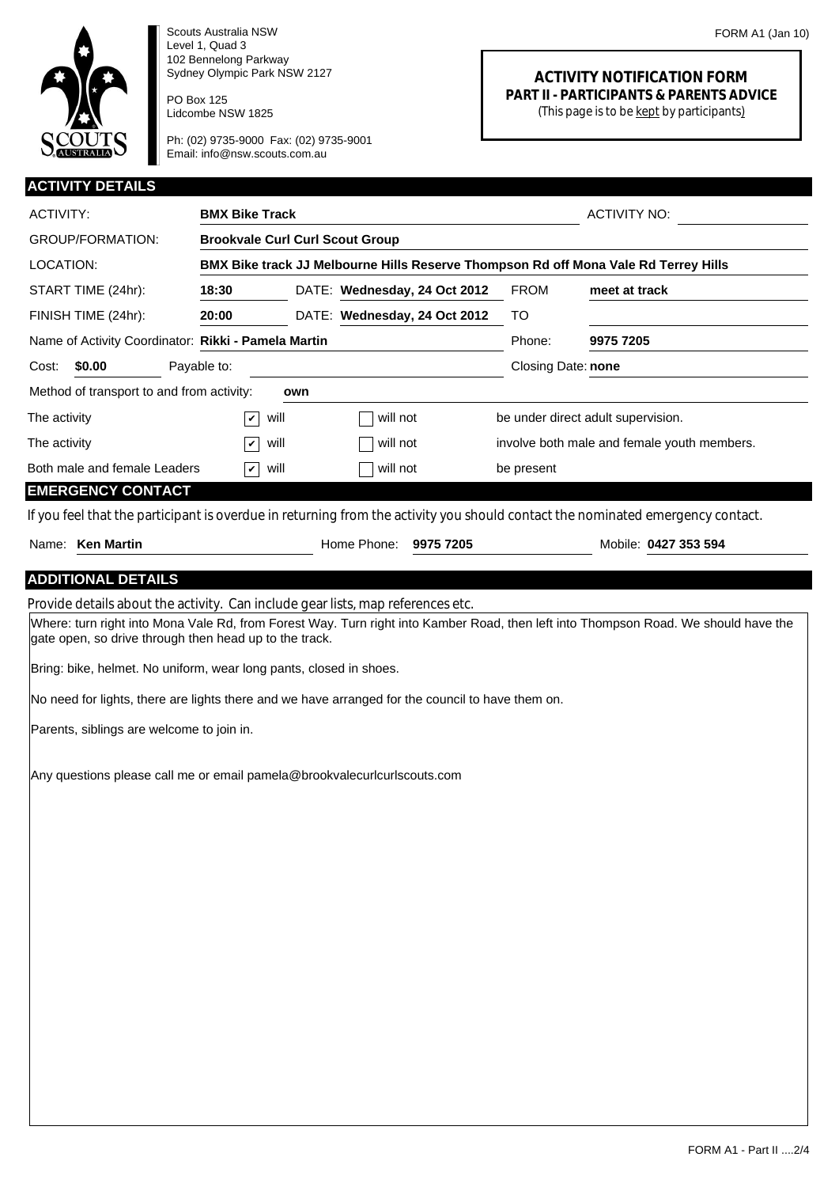Scouts Australia NSW
Level 1, Quad 3
102 Bennelong Parkway
Sydney Olympic Park NSW 2127

PO Box 125
Lidcombe NSW 1825

Ph: (02) 9735-9000 Fax: (02) 9735-9001
Email: info@nsw.scouts.com.au

FORM A1 (Jan 10)

# ACTIVITY NOTIFICATION FORM

**PART II - PARTICIPANTS & PARENTS ADVICE**

*(This page is to be kept by participants)*

## ACTIVITY DETAILS

| | | | |
|---|---|---|---|
| ACTIVITY: | **BMX Bike Track** | ACTIVITY NO: | |
| GROUP/FORMATION: | **Brookvale Curl Curl Scout Group** | | |
| LOCATION: | **BMX Bike track JJ Melbourne Hills Reserve Thompson Rd off Mona Vale Rd Terrey Hills** | | |
| START TIME (24hr): | **18:30** DATE: **Wednesday, 24 Oct 2012** | FROM | **meet at track** |
| FINISH TIME (24hr): | **20:00** DATE: **Wednesday, 24 Oct 2012** | TO | |
| Name of Activity Coordinator: | **Rikki - Pamela Martin** | Phone: | **9975 7205** |
| Cost: **$0.00** | Payable to: | Closing Date: | **none** |

Method of transport to and from activity: **own**

| | | | |
|---|---|---|---|
| The activity | ☑ will | ☐ will not | be under direct adult supervision. |
| The activity | ☑ will | ☐ will not | involve both male and female youth members. |
| Both male and female Leaders | ☑ will | ☐ will not | be present |

## EMERGENCY CONTACT

If you feel that the participant is overdue in returning from the activity you should contact the nominated emergency contact.

Name: **Ken Martin** Home Phone: **9975 7205** Mobile: **0427 353 594**

## ADDITIONAL DETAILS

Provide details about the activity. Can include gear lists, map references etc.

Where: turn right into Mona Vale Rd, from Forest Way. Turn right into Kamber Road, then left into Thompson Road. We should have the gate open, so drive through then head up to the track.

Bring: bike, helmet. No uniform, wear long pants, closed in shoes.

No need for lights, there are lights there and we have arranged for the council to have them on.

Parents, siblings are welcome to join in.

Any questions please call me or email pamela@brookvalecurlcurlscouts.com

FORM A1 - Part II ....2/4